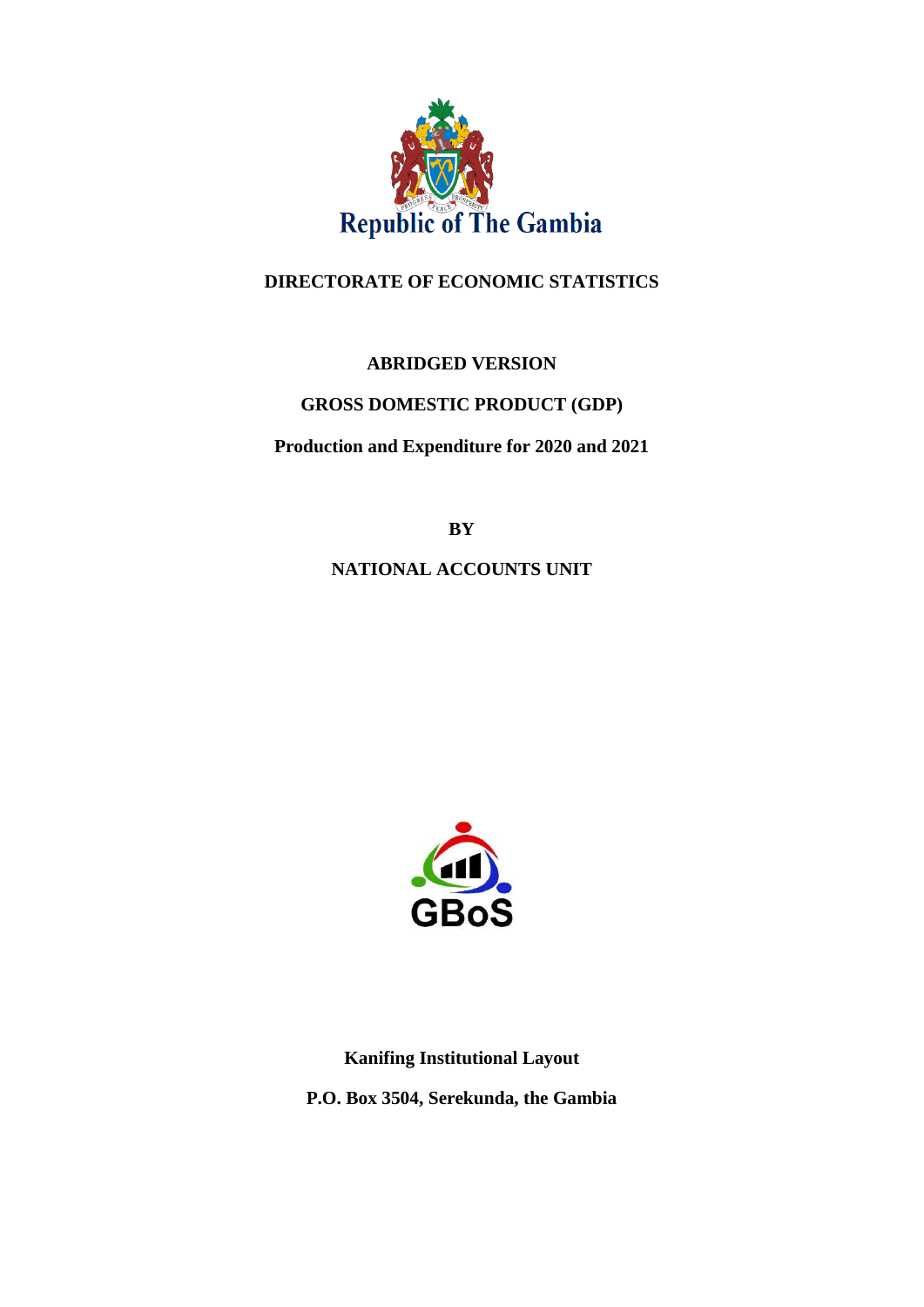Republic of The Gambia

**DIRECTORATE OF ECONOMIC STATISTICS**

**ABRIDGED VERSION**

# GROSS DOMESTIC PRODUCT (GDP)

**Production and Expenditure for 2020 and 2021**

**BY**

**NATIONAL ACCOUNTS UNIT**

GBoS

**Kanifing Institutional Layout**

**P.O. Box 3504, Serekunda, the Gambia**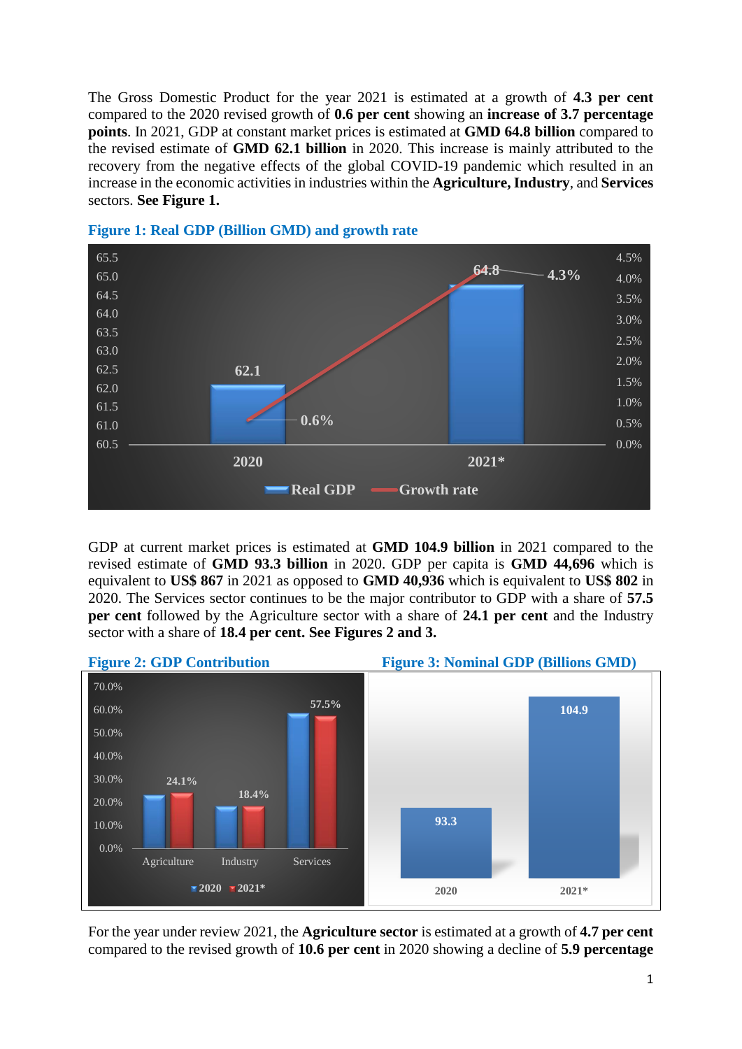The Gross Domestic Product for the year 2021 is estimated at a growth of **4.3 per cent** compared to the 2020 revised growth of **0.6 per cent** showing an **increase of 3.7 percentage points**. In 2021, GDP at constant market prices is estimated at **GMD 64.8 billion** compared to the revised estimate of **GMD 62.1 billion** in 2020. This increase is mainly attributed to the recovery from the negative effects of the global COVID-19 pandemic which resulted in an increase in the economic activities in industries within the **Agriculture, Industry**, and **Services** sectors. **See Figure 1.**

**Figure 1: Real GDP (Billion GMD) and growth rate**

GDP at current market prices is estimated at **GMD 104.9 billion** in 2021 compared to the revised estimate of **GMD 93.3 billion** in 2020. GDP per capita is **GMD 44,696** which is equivalent to **US$ 867** in 2021 as opposed to **GMD 40,936** which is equivalent to **US$ 802** in 2020. The Services sector continues to be the major contributor to GDP with a share of **57.5 per cent** followed by the Agriculture sector with a share of **24.1 per cent** and the Industry sector with a share of **18.4 per cent. See Figures 2 and 3.**

**Figure 2: GDP Contribution**

**Figure 3: Nominal GDP (Billions GMD)**

For the year under review 2021, the **Agriculture sector** is estimated at a growth of **4.7 per cent** compared to the revised growth of **10.6 per cent** in 2020 showing a decline of **5.9 percentage**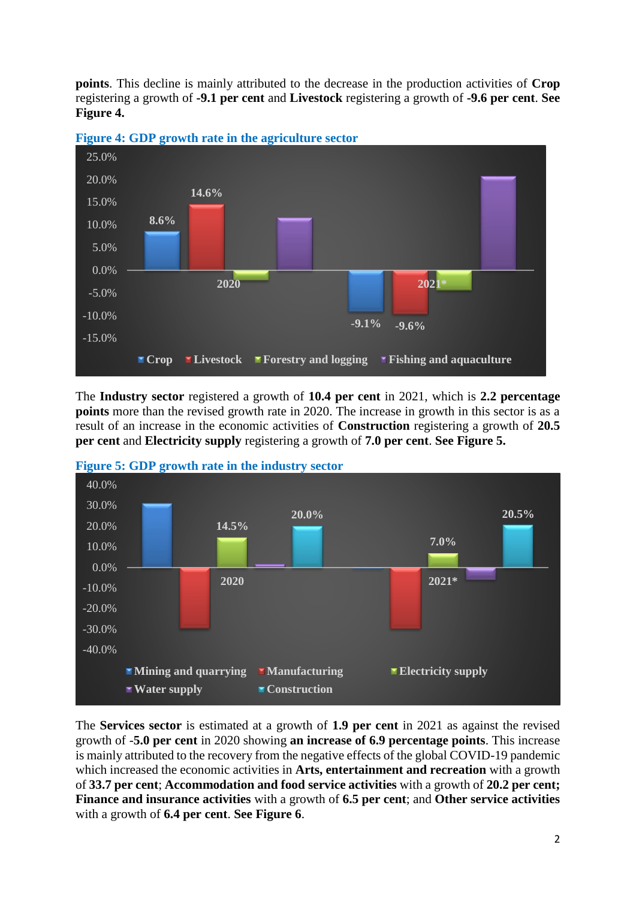**points**. This decline is mainly attributed to the decrease in the production activities of **Crop** registering a growth of **-9.1 per cent** and **Livestock** registering a growth of **-9.6 per cent**. **See Figure 4.**

**Figure 4: GDP growth rate in the agriculture sector**

The **Industry sector** registered a growth of **10.4 per cent** in 2021, which is **2.2 percentage points** more than the revised growth rate in 2020. The increase in growth in this sector is as a result of an increase in the economic activities of **Construction** registering a growth of **20.5 per cent** and **Electricity supply** registering a growth of **7.0 per cent**. **See Figure 5.**

**Figure 5: GDP growth rate in the industry sector**

The **Services sector** is estimated at a growth of **1.9 per cent** in 2021 as against the revised growth of **-5.0 per cent** in 2020 showing **an increase of 6.9 percentage points**. This increase is mainly attributed to the recovery from the negative effects of the global COVID-19 pandemic which increased the economic activities in **Arts, entertainment and recreation** with a growth of **33.7 per cent**; **Accommodation and food service activities** with a growth of **20.2 per cent; Finance and insurance activities** with a growth of **6.5 per cent**; and **Other service activities** with a growth of **6.4 per cent**. **See Figure 6**.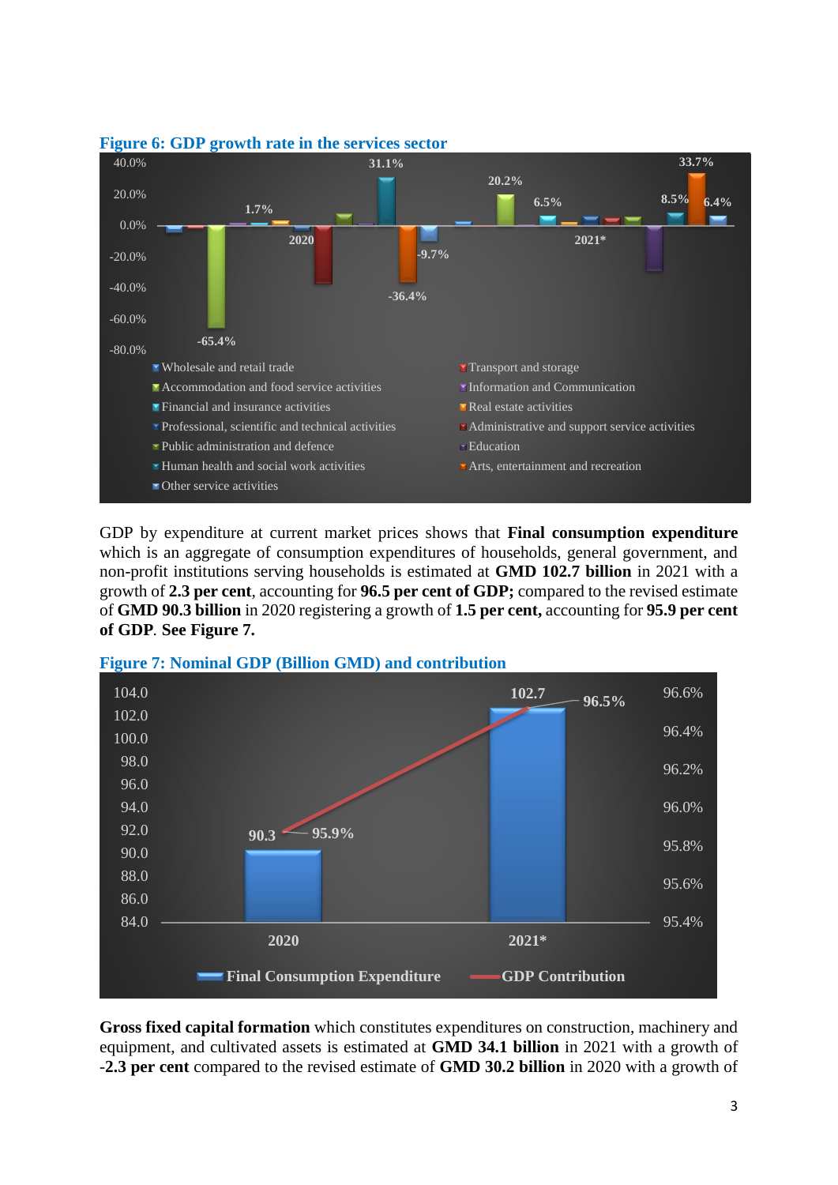**Figure 6: GDP growth rate in the services sector**

**Figure 7: Nominal GDP (Billion GMD) and contribution**

GDP by expenditure at current market prices shows that **Final consumption expenditure** which is an aggregate of consumption expenditures of households, general government, and non-profit institutions serving households is estimated at **GMD 102.7 billion** in 2021 with a growth of **2.3 per cent**, accounting for **96.5 per cent of GDP;** compared to the revised estimate of **GMD 90.3 billion** in 2020 registering a growth of **1.5 per cent,** accounting for **95.9 per cent of GDP**. **See Figure 7.**

**Gross fixed capital formation** which constitutes expenditures on construction, machinery and equipment, and cultivated assets is estimated at **GMD 34.1 billion** in 2021 with a growth of **-2.3 per cent** compared to the revised estimate of **GMD 30.2 billion** in 2020 with a growth of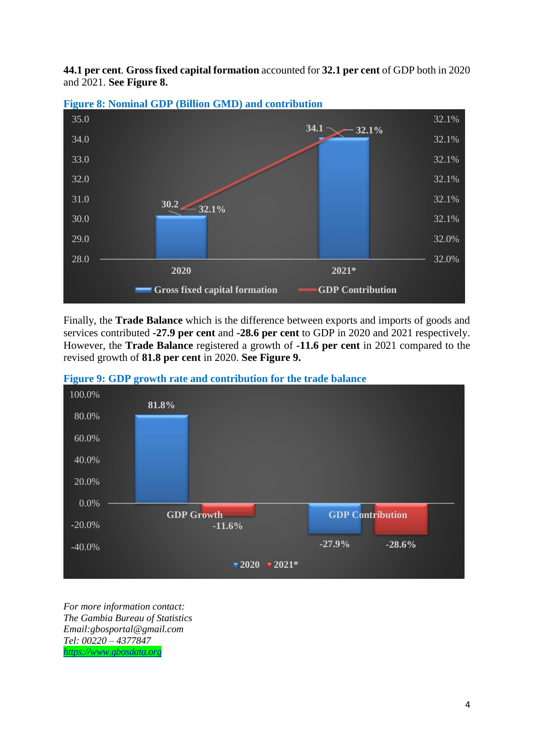**44.1 per cent**. **Gross fixed capital formation** accounted for **32.1 per cent** of GDP both in 2020 and 2021. **See Figure 8.**

**Figure 8: Nominal GDP (Billion GMD) and contribution**

35.0
34.0
33.0
32.0
31.0
30.0
29.0
28.0

32.1%
32.1%
32.1%
32.1%
32.1%
32.1%
32.0%
32.0%

30.2
32.1%
34.1
32.1%

2020
2021*

Gross fixed capital formation
GDP Contribution

Finally, the **Trade Balance** which is the difference between exports and imports of goods and services contributed **-27.9 per cent** and **-28.6 per cent** to GDP in 2020 and 2021 respectively. However, the **Trade Balance** registered a growth of **-11.6 per cent** in 2021 compared to the revised growth of **81.8 per cent** in 2020. **See Figure 9.**

**Figure 9: GDP growth rate and contribution for the trade balance**

100.0%
80.0%
60.0%
40.0%
20.0%
0.0%
-20.0%
-40.0%

81.8%
-11.6%
-27.9%
-28.6%

GDP Growth
GDP Contribution

2020
2021*

*For more information contact:*
*The Gambia Bureau of Statistics*
*Email:gbosportal@gmail.com*
*Tel: 00220 – 4377847*
*https://www.gbosdata.org*